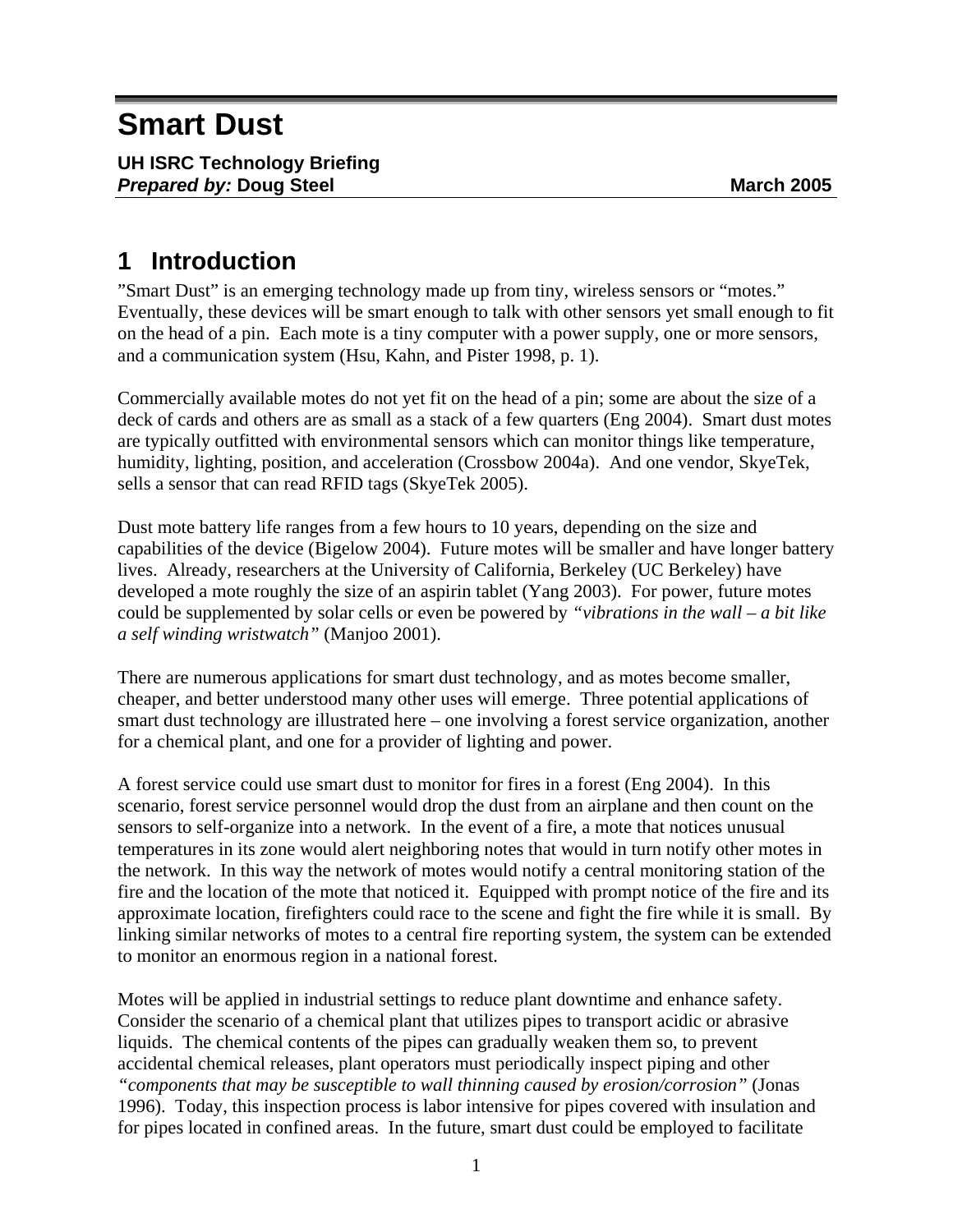# Smart Dust

**UH ISRC Technology Briefing**
***Prepared by:* Doug Steel** **March 2005**

## 1 Introduction

"Smart Dust" is an emerging technology made up from tiny, wireless sensors or "motes." Eventually, these devices will be smart enough to talk with other sensors yet small enough to fit on the head of a pin. Each mote is a tiny computer with a power supply, one or more sensors, and a communication system (Hsu, Kahn, and Pister 1998, p. 1).

Commercially available motes do not yet fit on the head of a pin; some are about the size of a deck of cards and others are as small as a stack of a few quarters (Eng 2004). Smart dust motes are typically outfitted with environmental sensors which can monitor things like temperature, humidity, lighting, position, and acceleration (Crossbow 2004a). And one vendor, SkyeTek, sells a sensor that can read RFID tags (SkyeTek 2005).

Dust mote battery life ranges from a few hours to 10 years, depending on the size and capabilities of the device (Bigelow 2004). Future motes will be smaller and have longer battery lives. Already, researchers at the University of California, Berkeley (UC Berkeley) have developed a mote roughly the size of an aspirin tablet (Yang 2003). For power, future motes could be supplemented by solar cells or even be powered by *"vibrations in the wall – a bit like a self winding wristwatch"* (Manjoo 2001).

There are numerous applications for smart dust technology, and as motes become smaller, cheaper, and better understood many other uses will emerge. Three potential applications of smart dust technology are illustrated here – one involving a forest service organization, another for a chemical plant, and one for a provider of lighting and power.

A forest service could use smart dust to monitor for fires in a forest (Eng 2004). In this scenario, forest service personnel would drop the dust from an airplane and then count on the sensors to self-organize into a network. In the event of a fire, a mote that notices unusual temperatures in its zone would alert neighboring notes that would in turn notify other motes in the network. In this way the network of motes would notify a central monitoring station of the fire and the location of the mote that noticed it. Equipped with prompt notice of the fire and its approximate location, firefighters could race to the scene and fight the fire while it is small. By linking similar networks of motes to a central fire reporting system, the system can be extended to monitor an enormous region in a national forest.

Motes will be applied in industrial settings to reduce plant downtime and enhance safety. Consider the scenario of a chemical plant that utilizes pipes to transport acidic or abrasive liquids. The chemical contents of the pipes can gradually weaken them so, to prevent accidental chemical releases, plant operators must periodically inspect piping and other *"components that may be susceptible to wall thinning caused by erosion/corrosion"* (Jonas 1996). Today, this inspection process is labor intensive for pipes covered with insulation and for pipes located in confined areas. In the future, smart dust could be employed to facilitate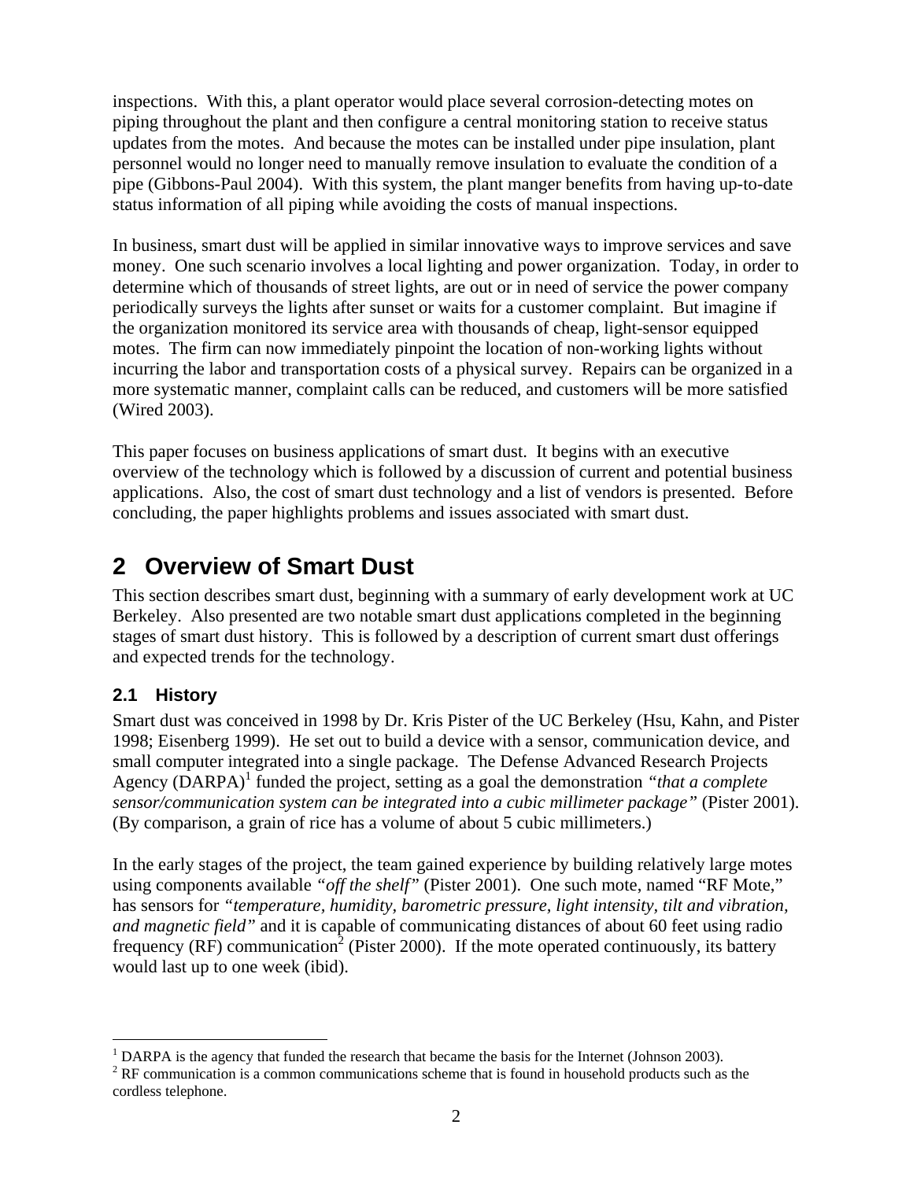inspections. With this, a plant operator would place several corrosion-detecting motes on piping throughout the plant and then configure a central monitoring station to receive status updates from the motes. And because the motes can be installed under pipe insulation, plant personnel would no longer need to manually remove insulation to evaluate the condition of a pipe (Gibbons-Paul 2004). With this system, the plant manger benefits from having up-to-date status information of all piping while avoiding the costs of manual inspections.

In business, smart dust will be applied in similar innovative ways to improve services and save money. One such scenario involves a local lighting and power organization. Today, in order to determine which of thousands of street lights, are out or in need of service the power company periodically surveys the lights after sunset or waits for a customer complaint. But imagine if the organization monitored its service area with thousands of cheap, light-sensor equipped motes. The firm can now immediately pinpoint the location of non-working lights without incurring the labor and transportation costs of a physical survey. Repairs can be organized in a more systematic manner, complaint calls can be reduced, and customers will be more satisfied (Wired 2003).

This paper focuses on business applications of smart dust. It begins with an executive overview of the technology which is followed by a discussion of current and potential business applications. Also, the cost of smart dust technology and a list of vendors is presented. Before concluding, the paper highlights problems and issues associated with smart dust.

# 2 Overview of Smart Dust

This section describes smart dust, beginning with a summary of early development work at UC Berkeley. Also presented are two notable smart dust applications completed in the beginning stages of smart dust history. This is followed by a description of current smart dust offerings and expected trends for the technology.

## 2.1 History

Smart dust was conceived in 1998 by Dr. Kris Pister of the UC Berkeley (Hsu, Kahn, and Pister 1998; Eisenberg 1999). He set out to build a device with a sensor, communication device, and small computer integrated into a single package. The Defense Advanced Research Projects Agency (DARPA)[1] funded the project, setting as a goal the demonstration *"that a complete sensor/communication system can be integrated into a cubic millimeter package"* (Pister 2001). (By comparison, a grain of rice has a volume of about 5 cubic millimeters.)

In the early stages of the project, the team gained experience by building relatively large motes using components available *"off the shelf"* (Pister 2001). One such mote, named "RF Mote," has sensors for *"temperature, humidity, barometric pressure, light intensity, tilt and vibration, and magnetic field"* and it is capable of communicating distances of about 60 feet using radio frequency (RF) communication[2] (Pister 2000). If the mote operated continuously, its battery would last up to one week (ibid).

[1] DARPA is the agency that funded the research that became the basis for the Internet (Johnson 2003).

[2] RF communication is a common communications scheme that is found in household products such as the cordless telephone.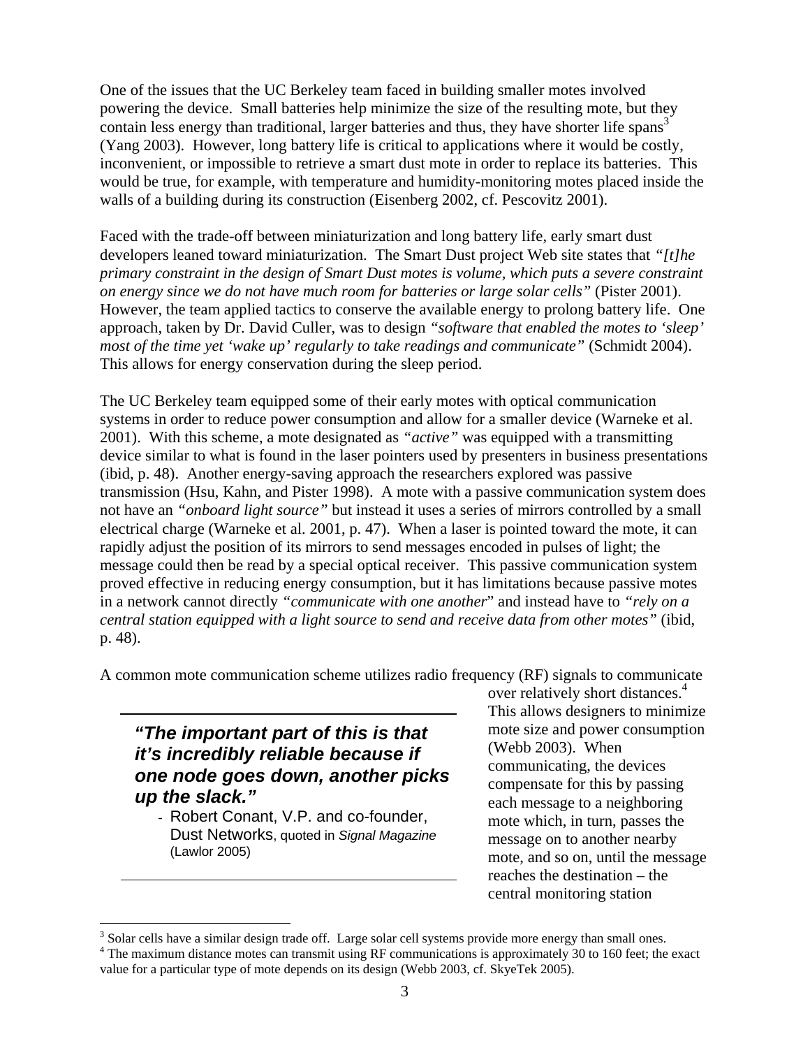One of the issues that the UC Berkeley team faced in building smaller motes involved powering the device. Small batteries help minimize the size of the resulting mote, but they contain less energy than traditional, larger batteries and thus, they have shorter life spans[3] (Yang 2003). However, long battery life is critical to applications where it would be costly, inconvenient, or impossible to retrieve a smart dust mote in order to replace its batteries. This would be true, for example, with temperature and humidity-monitoring motes placed inside the walls of a building during its construction (Eisenberg 2002, cf. Pescovitz 2001).

Faced with the trade-off between miniaturization and long battery life, early smart dust developers leaned toward miniaturization. The Smart Dust project Web site states that *"[t]he primary constraint in the design of Smart Dust motes is volume, which puts a severe constraint on energy since we do not have much room for batteries or large solar cells"* (Pister 2001). However, the team applied tactics to conserve the available energy to prolong battery life. One approach, taken by Dr. David Culler, was to design *"software that enabled the motes to 'sleep' most of the time yet 'wake up' regularly to take readings and communicate"* (Schmidt 2004). This allows for energy conservation during the sleep period.

The UC Berkeley team equipped some of their early motes with optical communication systems in order to reduce power consumption and allow for a smaller device (Warneke et al. 2001). With this scheme, a mote designated as *"active"* was equipped with a transmitting device similar to what is found in the laser pointers used by presenters in business presentations (ibid, p. 48). Another energy-saving approach the researchers explored was passive transmission (Hsu, Kahn, and Pister 1998). A mote with a passive communication system does not have an *"onboard light source"* but instead it uses a series of mirrors controlled by a small electrical charge (Warneke et al. 2001, p. 47). When a laser is pointed toward the mote, it can rapidly adjust the position of its mirrors to send messages encoded in pulses of light; the message could then be read by a special optical receiver. This passive communication system proved effective in reducing energy consumption, but it has limitations because passive motes in a network cannot directly *"communicate with one another"* and instead have to *"rely on a central station equipped with a light source to send and receive data from other motes"* (ibid, p. 48).

A common mote communication scheme utilizes radio frequency (RF) signals to communicate over relatively short distances.[4] This allows designers to minimize mote size and power consumption (Webb 2003). When communicating, the devices compensate for this by passing each message to a neighboring mote which, in turn, passes the message on to another nearby mote, and so on, until the message reaches the destination – the central monitoring station

> ***"The important part of this is that it's incredibly reliable because if one node goes down, another picks up the slack."***
>
> - Robert Conant, V.P. and co-founder, Dust Networks, quoted in *Signal Magazine* (Lawlor 2005)

[3] Solar cells have a similar design trade off. Large solar cell systems provide more energy than small ones.

[4] The maximum distance motes can transmit using RF communications is approximately 30 to 160 feet; the exact value for a particular type of mote depends on its design (Webb 2003, cf. SkyeTek 2005).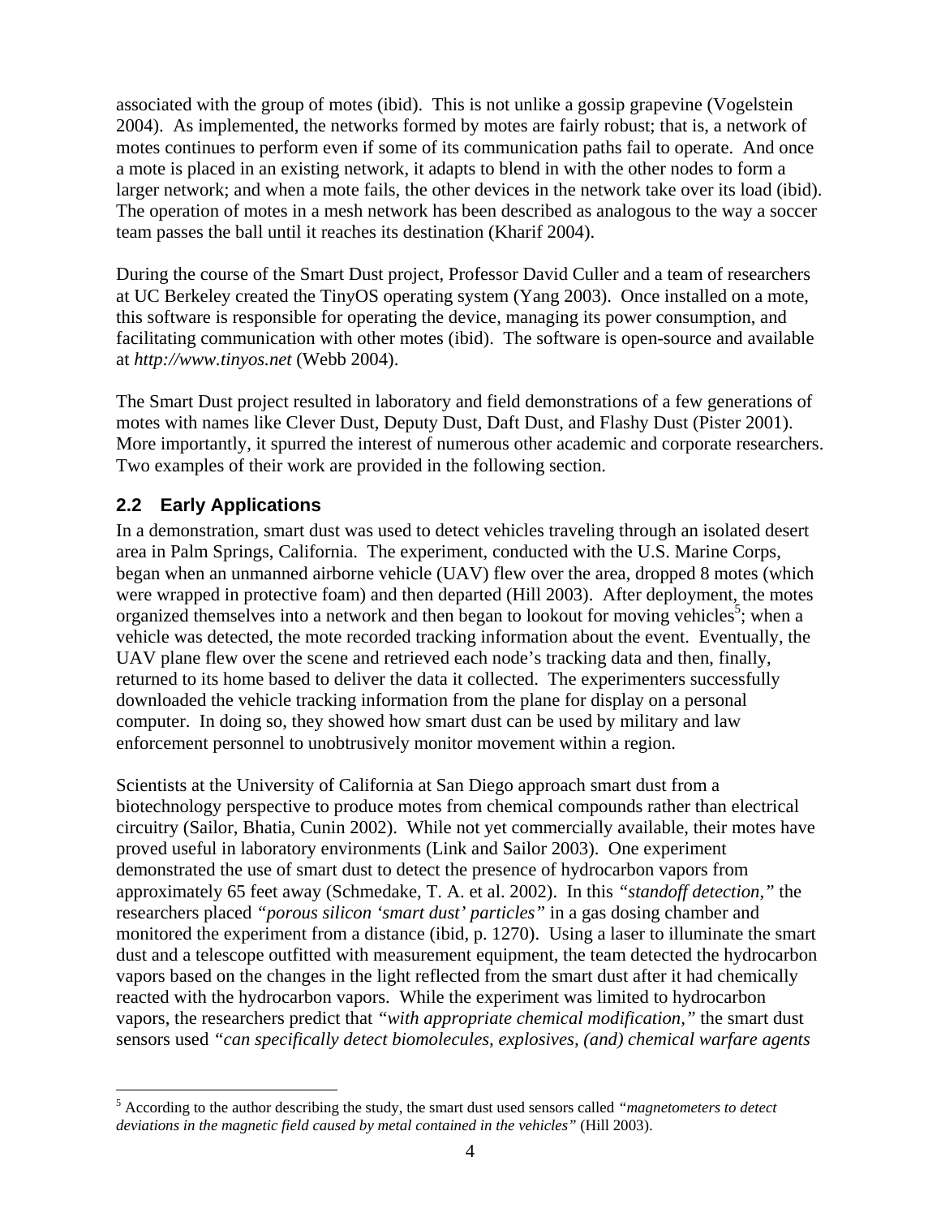associated with the group of motes (ibid). This is not unlike a gossip grapevine (Vogelstein 2004). As implemented, the networks formed by motes are fairly robust; that is, a network of motes continues to perform even if some of its communication paths fail to operate. And once a mote is placed in an existing network, it adapts to blend in with the other nodes to form a larger network; and when a mote fails, the other devices in the network take over its load (ibid). The operation of motes in a mesh network has been described as analogous to the way a soccer team passes the ball until it reaches its destination (Kharif 2004).

During the course of the Smart Dust project, Professor David Culler and a team of researchers at UC Berkeley created the TinyOS operating system (Yang 2003). Once installed on a mote, this software is responsible for operating the device, managing its power consumption, and facilitating communication with other motes (ibid). The software is open-source and available at *http://www.tinyos.net* (Webb 2004).

The Smart Dust project resulted in laboratory and field demonstrations of a few generations of motes with names like Clever Dust, Deputy Dust, Daft Dust, and Flashy Dust (Pister 2001). More importantly, it spurred the interest of numerous other academic and corporate researchers. Two examples of their work are provided in the following section.

## 2.2 Early Applications

In a demonstration, smart dust was used to detect vehicles traveling through an isolated desert area in Palm Springs, California. The experiment, conducted with the U.S. Marine Corps, began when an unmanned airborne vehicle (UAV) flew over the area, dropped 8 motes (which were wrapped in protective foam) and then departed (Hill 2003). After deployment, the motes organized themselves into a network and then began to lookout for moving vehicles[5]; when a vehicle was detected, the mote recorded tracking information about the event. Eventually, the UAV plane flew over the scene and retrieved each node's tracking data and then, finally, returned to its home based to deliver the data it collected. The experimenters successfully downloaded the vehicle tracking information from the plane for display on a personal computer. In doing so, they showed how smart dust can be used by military and law enforcement personnel to unobtrusively monitor movement within a region.

Scientists at the University of California at San Diego approach smart dust from a biotechnology perspective to produce motes from chemical compounds rather than electrical circuitry (Sailor, Bhatia, Cunin 2002). While not yet commercially available, their motes have proved useful in laboratory environments (Link and Sailor 2003). One experiment demonstrated the use of smart dust to detect the presence of hydrocarbon vapors from approximately 65 feet away (Schmedake, T. A. et al. 2002). In this *"standoff detection,"* the researchers placed *"porous silicon 'smart dust' particles"* in a gas dosing chamber and monitored the experiment from a distance (ibid, p. 1270). Using a laser to illuminate the smart dust and a telescope outfitted with measurement equipment, the team detected the hydrocarbon vapors based on the changes in the light reflected from the smart dust after it had chemically reacted with the hydrocarbon vapors. While the experiment was limited to hydrocarbon vapors, the researchers predict that *"with appropriate chemical modification,"* the smart dust sensors used *"can specifically detect biomolecules, explosives, (and) chemical warfare agents*

---

[5] According to the author describing the study, the smart dust used sensors called *"magnetometers to detect deviations in the magnetic field caused by metal contained in the vehicles"* (Hill 2003).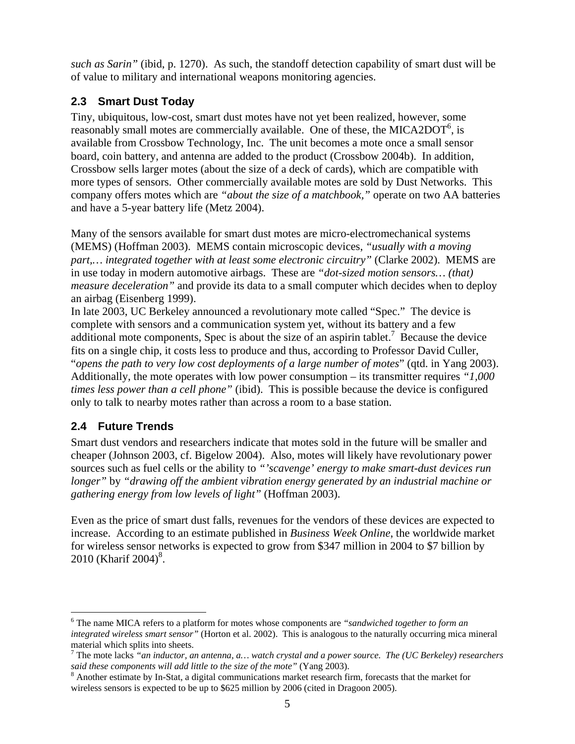*such as Sarin"* (ibid, p. 1270). As such, the standoff detection capability of smart dust will be of value to military and international weapons monitoring agencies.

## 2.3 Smart Dust Today

Tiny, ubiquitous, low-cost, smart dust motes have not yet been realized, however, some reasonably small motes are commercially available. One of these, the MICA2DOT[6], is available from Crossbow Technology, Inc. The unit becomes a mote once a small sensor board, coin battery, and antenna are added to the product (Crossbow 2004b). In addition, Crossbow sells larger motes (about the size of a deck of cards), which are compatible with more types of sensors. Other commercially available motes are sold by Dust Networks. This company offers motes which are *"about the size of a matchbook,"* operate on two AA batteries and have a 5-year battery life (Metz 2004).

Many of the sensors available for smart dust motes are micro-electromechanical systems (MEMS) (Hoffman 2003). MEMS contain microscopic devices, *"usually with a moving part,… integrated together with at least some electronic circuitry"* (Clarke 2002). MEMS are in use today in modern automotive airbags. These are *"dot-sized motion sensors… (that) measure deceleration"* and provide its data to a small computer which decides when to deploy an airbag (Eisenberg 1999).

In late 2003, UC Berkeley announced a revolutionary mote called "Spec." The device is complete with sensors and a communication system yet, without its battery and a few additional mote components, Spec is about the size of an aspirin tablet.[7] Because the device fits on a single chip, it costs less to produce and thus, according to Professor David Culler, "*opens the path to very low cost deployments of a large number of motes*" (qtd. in Yang 2003). Additionally, the mote operates with low power consumption – its transmitter requires *"1,000 times less power than a cell phone"* (ibid). This is possible because the device is configured only to talk to nearby motes rather than across a room to a base station.

## 2.4 Future Trends

Smart dust vendors and researchers indicate that motes sold in the future will be smaller and cheaper (Johnson 2003, cf. Bigelow 2004). Also, motes will likely have revolutionary power sources such as fuel cells or the ability to *"'scavenge' energy to make smart-dust devices run longer"* by *"drawing off the ambient vibration energy generated by an industrial machine or gathering energy from low levels of light"* (Hoffman 2003).

Even as the price of smart dust falls, revenues for the vendors of these devices are expected to increase. According to an estimate published in *Business Week Online*, the worldwide market for wireless sensor networks is expected to grow from \$347 million in 2004 to \$7 billion by 2010 (Kharif 2004)[8].

---

[6] The name MICA refers to a platform for motes whose components are *"sandwiched together to form an integrated wireless smart sensor"* (Horton et al. 2002). This is analogous to the naturally occurring mica mineral material which splits into sheets.

[7] The mote lacks *"an inductor, an antenna, a… watch crystal and a power source. The (UC Berkeley) researchers said these components will add little to the size of the mote"* (Yang 2003).

[8] Another estimate by In-Stat, a digital communications market research firm, forecasts that the market for wireless sensors is expected to be up to \$625 million by 2006 (cited in Dragoon 2005).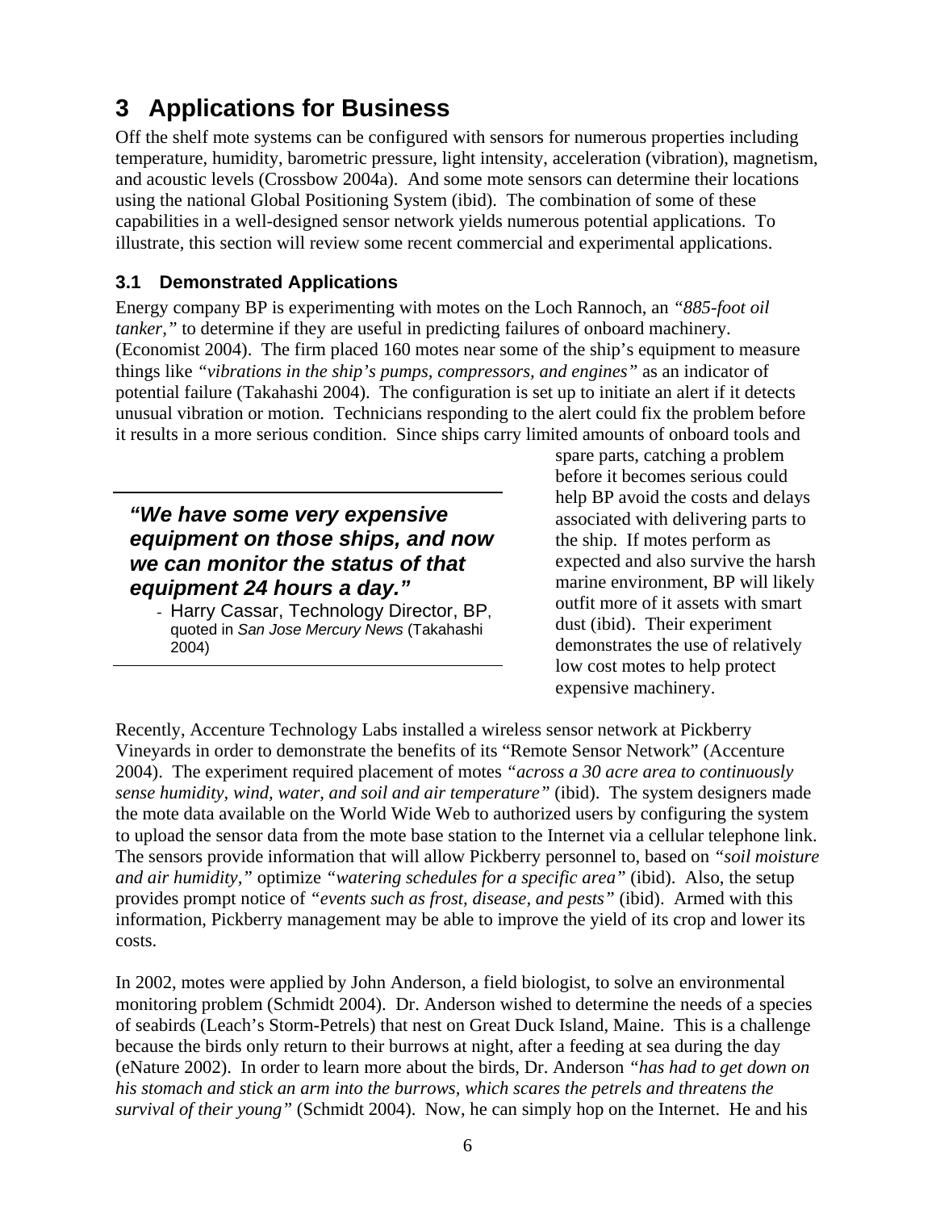# 3 Applications for Business

Off the shelf mote systems can be configured with sensors for numerous properties including temperature, humidity, barometric pressure, light intensity, acceleration (vibration), magnetism, and acoustic levels (Crossbow 2004a). And some mote sensors can determine their locations using the national Global Positioning System (ibid). The combination of some of these capabilities in a well-designed sensor network yields numerous potential applications. To illustrate, this section will review some recent commercial and experimental applications.

## 3.1 Demonstrated Applications

Energy company BP is experimenting with motes on the Loch Rannoch, an *"885-foot oil tanker,"* to determine if they are useful in predicting failures of onboard machinery. (Economist 2004). The firm placed 160 motes near some of the ship's equipment to measure things like *"vibrations in the ship's pumps, compressors, and engines"* as an indicator of potential failure (Takahashi 2004). The configuration is set up to initiate an alert if it detects unusual vibration or motion. Technicians responding to the alert could fix the problem before it results in a more serious condition. Since ships carry limited amounts of onboard tools and spare parts, catching a problem before it becomes serious could help BP avoid the costs and delays associated with delivering parts to the ship. If motes perform as expected and also survive the harsh marine environment, BP will likely outfit more of it assets with smart dust (ibid). Their experiment demonstrates the use of relatively low cost motes to help protect expensive machinery.

> ***"We have some very expensive equipment on those ships, and now we can monitor the status of that equipment 24 hours a day."***
>
> - Harry Cassar, Technology Director, BP, quoted in *San Jose Mercury News* (Takahashi 2004)

Recently, Accenture Technology Labs installed a wireless sensor network at Pickberry Vineyards in order to demonstrate the benefits of its "Remote Sensor Network" (Accenture 2004). The experiment required placement of motes *"across a 30 acre area to continuously sense humidity, wind, water, and soil and air temperature"* (ibid). The system designers made the mote data available on the World Wide Web to authorized users by configuring the system to upload the sensor data from the mote base station to the Internet via a cellular telephone link. The sensors provide information that will allow Pickberry personnel to, based on *"soil moisture and air humidity,"* optimize *"watering schedules for a specific area"* (ibid). Also, the setup provides prompt notice of *"events such as frost, disease, and pests"* (ibid). Armed with this information, Pickberry management may be able to improve the yield of its crop and lower its costs.

In 2002, motes were applied by John Anderson, a field biologist, to solve an environmental monitoring problem (Schmidt 2004). Dr. Anderson wished to determine the needs of a species of seabirds (Leach's Storm-Petrels) that nest on Great Duck Island, Maine. This is a challenge because the birds only return to their burrows at night, after a feeding at sea during the day (eNature 2002). In order to learn more about the birds, Dr. Anderson *"has had to get down on his stomach and stick an arm into the burrows, which scares the petrels and threatens the survival of their young"* (Schmidt 2004). Now, he can simply hop on the Internet. He and his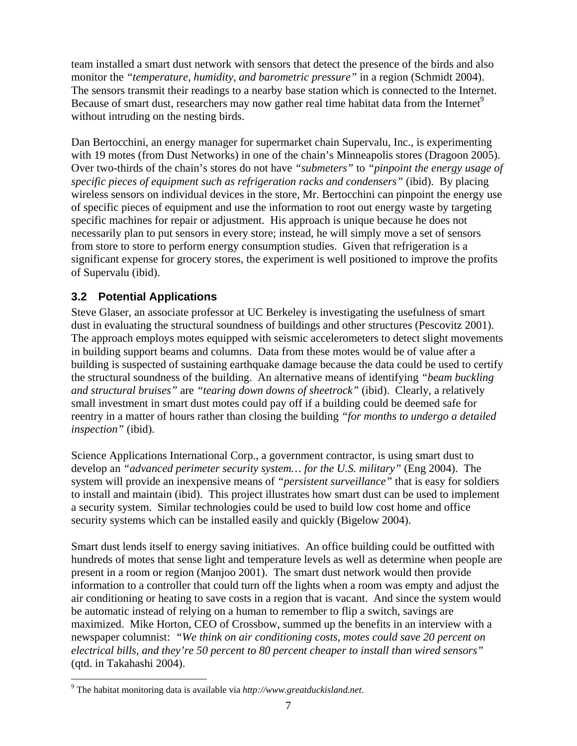team installed a smart dust network with sensors that detect the presence of the birds and also monitor the *"temperature, humidity, and barometric pressure"* in a region (Schmidt 2004). The sensors transmit their readings to a nearby base station which is connected to the Internet. Because of smart dust, researchers may now gather real time habitat data from the Internet[9] without intruding on the nesting birds.

Dan Bertocchini, an energy manager for supermarket chain Supervalu, Inc., is experimenting with 19 motes (from Dust Networks) in one of the chain's Minneapolis stores (Dragoon 2005). Over two-thirds of the chain's stores do not have *"submeters"* to *"pinpoint the energy usage of specific pieces of equipment such as refrigeration racks and condensers"* (ibid). By placing wireless sensors on individual devices in the store, Mr. Bertocchini can pinpoint the energy use of specific pieces of equipment and use the information to root out energy waste by targeting specific machines for repair or adjustment. His approach is unique because he does not necessarily plan to put sensors in every store; instead, he will simply move a set of sensors from store to store to perform energy consumption studies. Given that refrigeration is a significant expense for grocery stores, the experiment is well positioned to improve the profits of Supervalu (ibid).

## 3.2 Potential Applications

Steve Glaser, an associate professor at UC Berkeley is investigating the usefulness of smart dust in evaluating the structural soundness of buildings and other structures (Pescovitz 2001). The approach employs motes equipped with seismic accelerometers to detect slight movements in building support beams and columns. Data from these motes would be of value after a building is suspected of sustaining earthquake damage because the data could be used to certify the structural soundness of the building. An alternative means of identifying *"beam buckling and structural bruises"* are *"tearing down downs of sheetrock"* (ibid). Clearly, a relatively small investment in smart dust motes could pay off if a building could be deemed safe for reentry in a matter of hours rather than closing the building *"for months to undergo a detailed inspection"* (ibid).

Science Applications International Corp., a government contractor, is using smart dust to develop an *"advanced perimeter security system… for the U.S. military"* (Eng 2004). The system will provide an inexpensive means of *"persistent surveillance"* that is easy for soldiers to install and maintain (ibid). This project illustrates how smart dust can be used to implement a security system. Similar technologies could be used to build low cost home and office security systems which can be installed easily and quickly (Bigelow 2004).

Smart dust lends itself to energy saving initiatives. An office building could be outfitted with hundreds of motes that sense light and temperature levels as well as determine when people are present in a room or region (Manjoo 2001). The smart dust network would then provide information to a controller that could turn off the lights when a room was empty and adjust the air conditioning or heating to save costs in a region that is vacant. And since the system would be automatic instead of relying on a human to remember to flip a switch, savings are maximized. Mike Horton, CEO of Crossbow, summed up the benefits in an interview with a newspaper columnist: *"We think on air conditioning costs, motes could save 20 percent on electrical bills, and they're 50 percent to 80 percent cheaper to install than wired sensors"* (qtd. in Takahashi 2004).

---

[9] The habitat monitoring data is available via *http://www.greatduckisland.net*.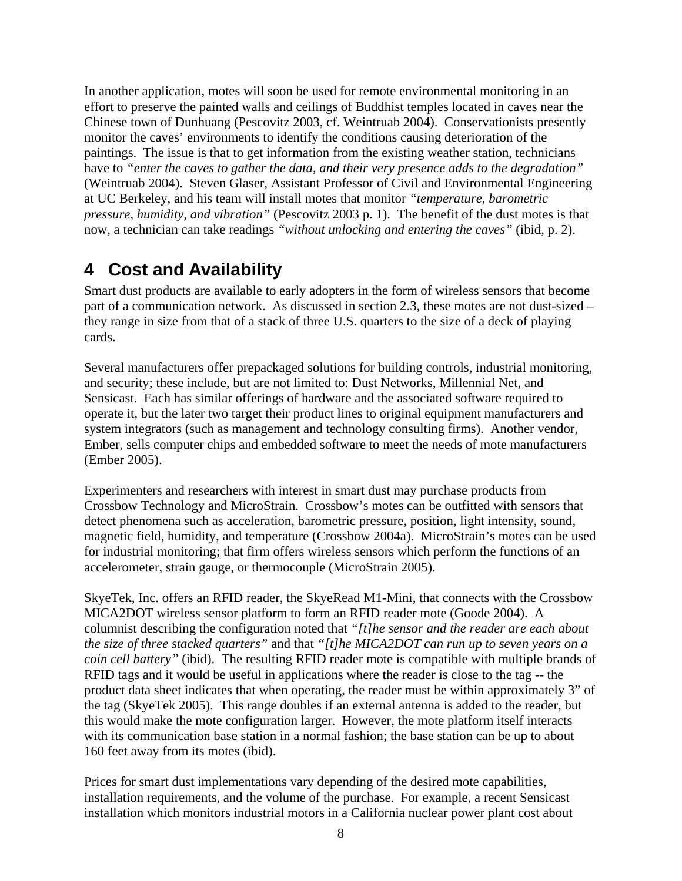In another application, motes will soon be used for remote environmental monitoring in an effort to preserve the painted walls and ceilings of Buddhist temples located in caves near the Chinese town of Dunhuang (Pescovitz 2003, cf. Weintruab 2004). Conservationists presently monitor the caves' environments to identify the conditions causing deterioration of the paintings. The issue is that to get information from the existing weather station, technicians have to *"enter the caves to gather the data, and their very presence adds to the degradation"* (Weintruab 2004). Steven Glaser, Assistant Professor of Civil and Environmental Engineering at UC Berkeley, and his team will install motes that monitor *"temperature, barometric pressure, humidity, and vibration"* (Pescovitz 2003 p. 1). The benefit of the dust motes is that now, a technician can take readings *"without unlocking and entering the caves"* (ibid, p. 2).

# 4 Cost and Availability

Smart dust products are available to early adopters in the form of wireless sensors that become part of a communication network. As discussed in section 2.3, these motes are not dust-sized – they range in size from that of a stack of three U.S. quarters to the size of a deck of playing cards.

Several manufacturers offer prepackaged solutions for building controls, industrial monitoring, and security; these include, but are not limited to: Dust Networks, Millennial Net, and Sensicast. Each has similar offerings of hardware and the associated software required to operate it, but the later two target their product lines to original equipment manufacturers and system integrators (such as management and technology consulting firms). Another vendor, Ember, sells computer chips and embedded software to meet the needs of mote manufacturers (Ember 2005).

Experimenters and researchers with interest in smart dust may purchase products from Crossbow Technology and MicroStrain. Crossbow's motes can be outfitted with sensors that detect phenomena such as acceleration, barometric pressure, position, light intensity, sound, magnetic field, humidity, and temperature (Crossbow 2004a). MicroStrain's motes can be used for industrial monitoring; that firm offers wireless sensors which perform the functions of an accelerometer, strain gauge, or thermocouple (MicroStrain 2005).

SkyeTek, Inc. offers an RFID reader, the SkyeRead M1-Mini, that connects with the Crossbow MICA2DOT wireless sensor platform to form an RFID reader mote (Goode 2004). A columnist describing the configuration noted that *"[t]he sensor and the reader are each about the size of three stacked quarters"* and that *"[t]he MICA2DOT can run up to seven years on a coin cell battery"* (ibid). The resulting RFID reader mote is compatible with multiple brands of RFID tags and it would be useful in applications where the reader is close to the tag -- the product data sheet indicates that when operating, the reader must be within approximately 3" of the tag (SkyeTek 2005). This range doubles if an external antenna is added to the reader, but this would make the mote configuration larger. However, the mote platform itself interacts with its communication base station in a normal fashion; the base station can be up to about 160 feet away from its motes (ibid).

Prices for smart dust implementations vary depending of the desired mote capabilities, installation requirements, and the volume of the purchase. For example, a recent Sensicast installation which monitors industrial motors in a California nuclear power plant cost about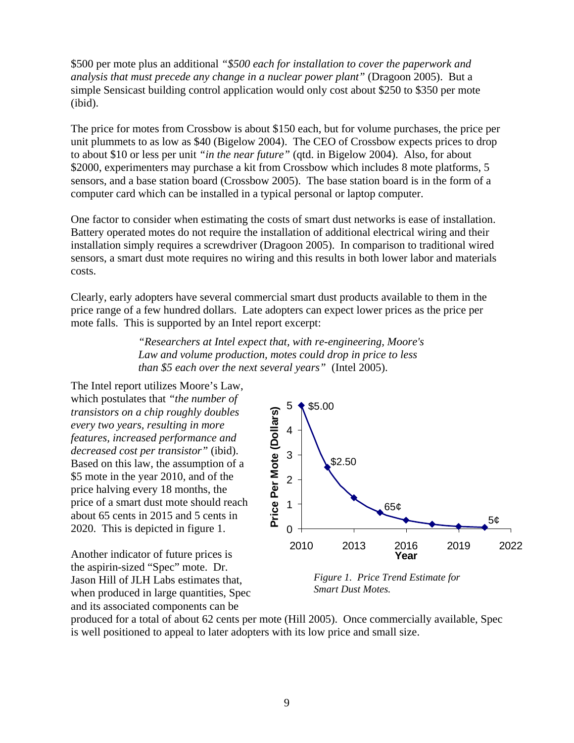$500 per mote plus an additional *"$500 each for installation to cover the paperwork and analysis that must precede any change in a nuclear power plant"* (Dragoon 2005). But a simple Sensicast building control application would only cost about $250 to $350 per mote (ibid).

The price for motes from Crossbow is about $150 each, but for volume purchases, the price per unit plummets to as low as $40 (Bigelow 2004). The CEO of Crossbow expects prices to drop to about $10 or less per unit *"in the near future"* (qtd. in Bigelow 2004). Also, for about $2000, experimenters may purchase a kit from Crossbow which includes 8 mote platforms, 5 sensors, and a base station board (Crossbow 2005). The base station board is in the form of a computer card which can be installed in a typical personal or laptop computer.

One factor to consider when estimating the costs of smart dust networks is ease of installation. Battery operated motes do not require the installation of additional electrical wiring and their installation simply requires a screwdriver (Dragoon 2005). In comparison to traditional wired sensors, a smart dust mote requires no wiring and this results in both lower labor and materials costs.

Clearly, early adopters have several commercial smart dust products available to them in the price range of a few hundred dollars. Late adopters can expect lower prices as the price per mote falls. This is supported by an Intel report excerpt:

> *"Researchers at Intel expect that, with re-engineering, Moore's Law and volume production, motes could drop in price to less than $5 each over the next several years"* (Intel 2005).

The Intel report utilizes Moore's Law, which postulates that *"the number of transistors on a chip roughly doubles every two years, resulting in more features, increased performance and decreased cost per transistor"* (ibid). Based on this law, the assumption of a $5 mote in the year 2010, and of the price halving every 18 months, the price of a smart dust mote should reach about 65 cents in 2015 and 5 cents in 2020. This is depicted in figure 1.

*Figure 1. Price Trend Estimate for Smart Dust Motes.*

Another indicator of future prices is the aspirin-sized "Spec" mote. Dr. Jason Hill of JLH Labs estimates that, when produced in large quantities, Spec and its associated components can be produced for a total of about 62 cents per mote (Hill 2005). Once commercially available, Spec is well positioned to appeal to later adopters with its low price and small size.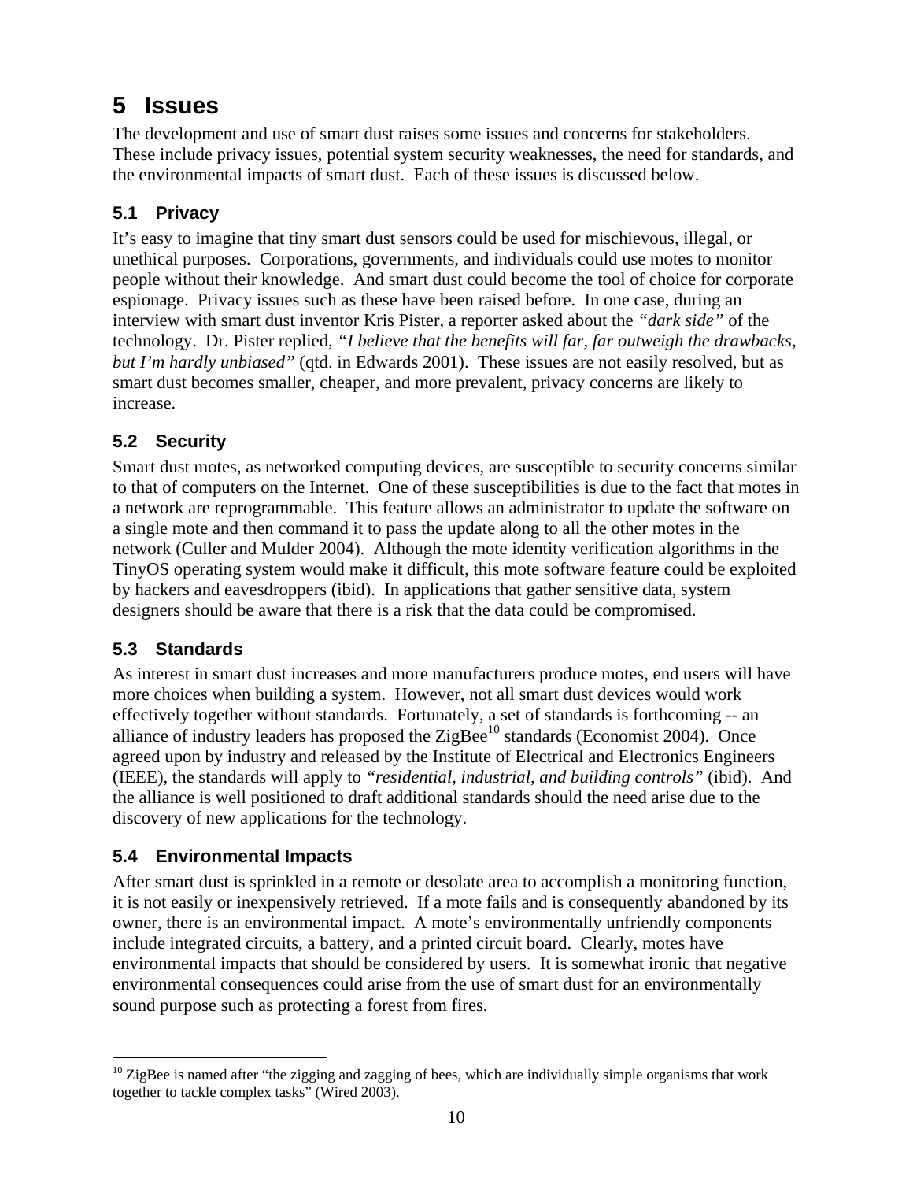# 5 Issues

The development and use of smart dust raises some issues and concerns for stakeholders. These include privacy issues, potential system security weaknesses, the need for standards, and the environmental impacts of smart dust. Each of these issues is discussed below.

## 5.1 Privacy

It's easy to imagine that tiny smart dust sensors could be used for mischievous, illegal, or unethical purposes. Corporations, governments, and individuals could use motes to monitor people without their knowledge. And smart dust could become the tool of choice for corporate espionage. Privacy issues such as these have been raised before. In one case, during an interview with smart dust inventor Kris Pister, a reporter asked about the *"dark side"* of the technology. Dr. Pister replied, *"I believe that the benefits will far, far outweigh the drawbacks, but I'm hardly unbiased"* (qtd. in Edwards 2001). These issues are not easily resolved, but as smart dust becomes smaller, cheaper, and more prevalent, privacy concerns are likely to increase.

## 5.2 Security

Smart dust motes, as networked computing devices, are susceptible to security concerns similar to that of computers on the Internet. One of these susceptibilities is due to the fact that motes in a network are reprogrammable. This feature allows an administrator to update the software on a single mote and then command it to pass the update along to all the other motes in the network (Culler and Mulder 2004). Although the mote identity verification algorithms in the TinyOS operating system would make it difficult, this mote software feature could be exploited by hackers and eavesdroppers (ibid). In applications that gather sensitive data, system designers should be aware that there is a risk that the data could be compromised.

## 5.3 Standards

As interest in smart dust increases and more manufacturers produce motes, end users will have more choices when building a system. However, not all smart dust devices would work effectively together without standards. Fortunately, a set of standards is forthcoming -- an alliance of industry leaders has proposed the ZigBee[10] standards (Economist 2004). Once agreed upon by industry and released by the Institute of Electrical and Electronics Engineers (IEEE), the standards will apply to *"residential, industrial, and building controls"* (ibid). And the alliance is well positioned to draft additional standards should the need arise due to the discovery of new applications for the technology.

## 5.4 Environmental Impacts

After smart dust is sprinkled in a remote or desolate area to accomplish a monitoring function, it is not easily or inexpensively retrieved. If a mote fails and is consequently abandoned by its owner, there is an environmental impact. A mote's environmentally unfriendly components include integrated circuits, a battery, and a printed circuit board. Clearly, motes have environmental impacts that should be considered by users. It is somewhat ironic that negative environmental consequences could arise from the use of smart dust for an environmentally sound purpose such as protecting a forest from fires.

---

[10] ZigBee is named after "the zigging and zagging of bees, which are individually simple organisms that work together to tackle complex tasks" (Wired 2003).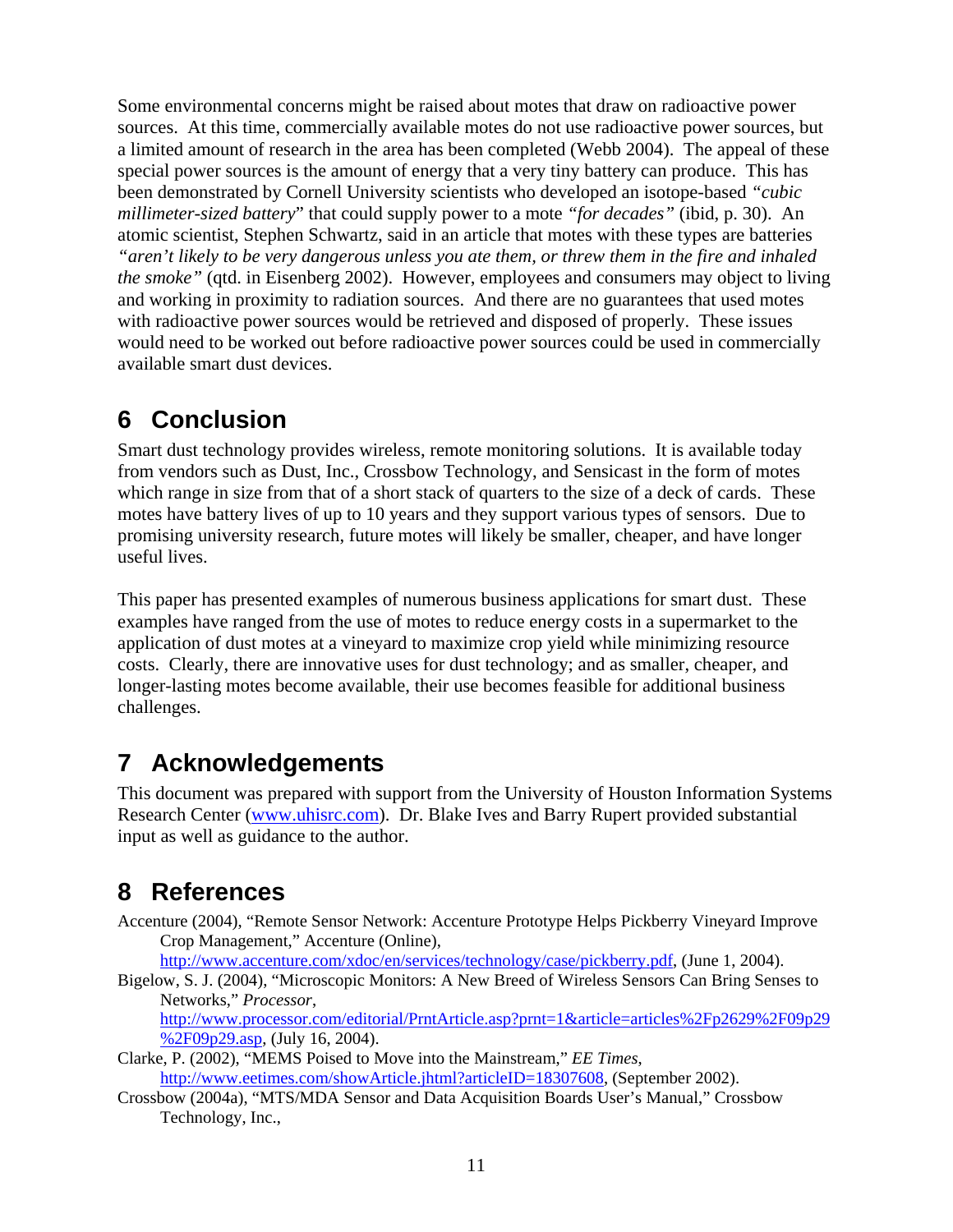Some environmental concerns might be raised about motes that draw on radioactive power sources. At this time, commercially available motes do not use radioactive power sources, but a limited amount of research in the area has been completed (Webb 2004). The appeal of these special power sources is the amount of energy that a very tiny battery can produce. This has been demonstrated by Cornell University scientists who developed an isotope-based *"cubic millimeter-sized battery*" that could supply power to a mote *"for decades"* (ibid, p. 30). An atomic scientist, Stephen Schwartz, said in an article that motes with these types are batteries *"aren't likely to be very dangerous unless you ate them, or threw them in the fire and inhaled the smoke"* (qtd. in Eisenberg 2002). However, employees and consumers may object to living and working in proximity to radiation sources. And there are no guarantees that used motes with radioactive power sources would be retrieved and disposed of properly. These issues would need to be worked out before radioactive power sources could be used in commercially available smart dust devices.

# 6 Conclusion

Smart dust technology provides wireless, remote monitoring solutions. It is available today from vendors such as Dust, Inc., Crossbow Technology, and Sensicast in the form of motes which range in size from that of a short stack of quarters to the size of a deck of cards. These motes have battery lives of up to 10 years and they support various types of sensors. Due to promising university research, future motes will likely be smaller, cheaper, and have longer useful lives.

This paper has presented examples of numerous business applications for smart dust. These examples have ranged from the use of motes to reduce energy costs in a supermarket to the application of dust motes at a vineyard to maximize crop yield while minimizing resource costs. Clearly, there are innovative uses for dust technology; and as smaller, cheaper, and longer-lasting motes become available, their use becomes feasible for additional business challenges.

# 7 Acknowledgements

This document was prepared with support from the University of Houston Information Systems Research Center (www.uhisrc.com). Dr. Blake Ives and Barry Rupert provided substantial input as well as guidance to the author.

# 8 References

Accenture (2004), "Remote Sensor Network: Accenture Prototype Helps Pickberry Vineyard Improve Crop Management," Accenture (Online), http://www.accenture.com/xdoc/en/services/technology/case/pickberry.pdf, (June 1, 2004).

Bigelow, S. J. (2004), "Microscopic Monitors: A New Breed of Wireless Sensors Can Bring Senses to Networks," *Processor*, http://www.processor.com/editorial/PrntArticle.asp?prnt=1&article=articles%2Fp2629%2F09p29%2F09p29.asp, (July 16, 2004).

Clarke, P. (2002), "MEMS Poised to Move into the Mainstream," *EE Times*, http://www.eetimes.com/showArticle.jhtml?articleID=18307608, (September 2002).

Crossbow (2004a), "MTS/MDA Sensor and Data Acquisition Boards User's Manual," Crossbow Technology, Inc.,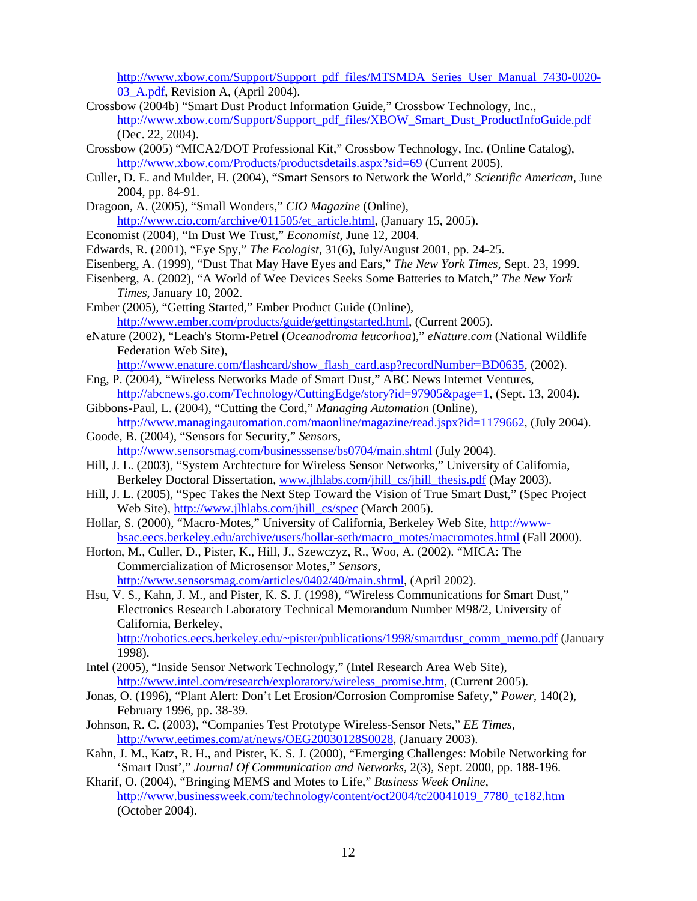http://www.xbow.com/Support/Support_pdf_files/MTSMDA_Series_User_Manual_7430-0020-03_A.pdf, Revision A, (April 2004).

Crossbow (2004b) "Smart Dust Product Information Guide," Crossbow Technology, Inc., http://www.xbow.com/Support/Support_pdf_files/XBOW_Smart_Dust_ProductInfoGuide.pdf (Dec. 22, 2004).

Crossbow (2005) "MICA2/DOT Professional Kit," Crossbow Technology, Inc. (Online Catalog), http://www.xbow.com/Products/productsdetails.aspx?sid=69 (Current 2005).

Culler, D. E. and Mulder, H. (2004), "Smart Sensors to Network the World," *Scientific American*, June 2004, pp. 84-91.

Dragoon, A. (2005), "Small Wonders," *CIO Magazine* (Online), http://www.cio.com/archive/011505/et_article.html, (January 15, 2005).

Economist (2004), "In Dust We Trust," *Economist*, June 12, 2004.

Edwards, R. (2001), "Eye Spy," *The Ecologist*, 31(6), July/August 2001, pp. 24-25.

Eisenberg, A. (1999), "Dust That May Have Eyes and Ears," *The New York Times*, Sept. 23, 1999.

Eisenberg, A. (2002), "A World of Wee Devices Seeks Some Batteries to Match," *The New York Times*, January 10, 2002.

Ember (2005), "Getting Started," Ember Product Guide (Online), http://www.ember.com/products/guide/gettingstarted.html, (Current 2005).

eNature (2002), "Leach's Storm-Petrel (*Oceanodroma leucorhoa*)," *eNature.com* (National Wildlife Federation Web Site), http://www.enature.com/flashcard/show_flash_card.asp?recordNumber=BD0635, (2002).

Eng, P. (2004), "Wireless Networks Made of Smart Dust," ABC News Internet Ventures, http://abcnews.go.com/Technology/CuttingEdge/story?id=97905&page=1, (Sept. 13, 2004).

Gibbons-Paul, L. (2004), "Cutting the Cord," *Managing Automation* (Online), http://www.managingautomation.com/maonline/magazine/read.jspx?id=1179662, (July 2004).

Goode, B. (2004), "Sensors for Security," *Sensors*, http://www.sensorsmag.com/businesssense/bs0704/main.shtml (July 2004).

Hill, J. L. (2003), "System Archtecture for Wireless Sensor Networks," University of California, Berkeley Doctoral Dissertation, www.jlhlabs.com/jhill_cs/jhill_thesis.pdf (May 2003).

Hill, J. L. (2005), "Spec Takes the Next Step Toward the Vision of True Smart Dust," (Spec Project Web Site), http://www.jlhlabs.com/jhill_cs/spec (March 2005).

Hollar, S. (2000), "Macro-Motes," University of California, Berkeley Web Site, http://www-bsac.eecs.berkeley.edu/archive/users/hollar-seth/macro_motes/macromotes.html (Fall 2000).

Horton, M., Culler, D., Pister, K., Hill, J., Szewczyz, R., Woo, A. (2002). "MICA: The Commercialization of Microsensor Motes," *Sensors*, http://www.sensorsmag.com/articles/0402/40/main.shtml, (April 2002).

Hsu, V. S., Kahn, J. M., and Pister, K. S. J. (1998), "Wireless Communications for Smart Dust," Electronics Research Laboratory Technical Memorandum Number M98/2, University of California, Berkeley, http://robotics.eecs.berkeley.edu/~pister/publications/1998/smartdust_comm_memo.pdf (January 1998).

Intel (2005), "Inside Sensor Network Technology," (Intel Research Area Web Site), http://www.intel.com/research/exploratory/wireless_promise.htm, (Current 2005).

Jonas, O. (1996), "Plant Alert: Don't Let Erosion/Corrosion Compromise Safety," *Power*, 140(2), February 1996, pp. 38-39.

Johnson, R. C. (2003), "Companies Test Prototype Wireless-Sensor Nets," *EE Times*, http://www.eetimes.com/at/news/OEG20030128S0028, (January 2003).

Kahn, J. M., Katz, R. H., and Pister, K. S. J. (2000), "Emerging Challenges: Mobile Networking for 'Smart Dust'," *Journal Of Communication and Networks*, 2(3), Sept. 2000, pp. 188-196.

Kharif, O. (2004), "Bringing MEMS and Motes to Life," *Business Week Online*, http://www.businessweek.com/technology/content/oct2004/tc20041019_7780_tc182.htm (October 2004).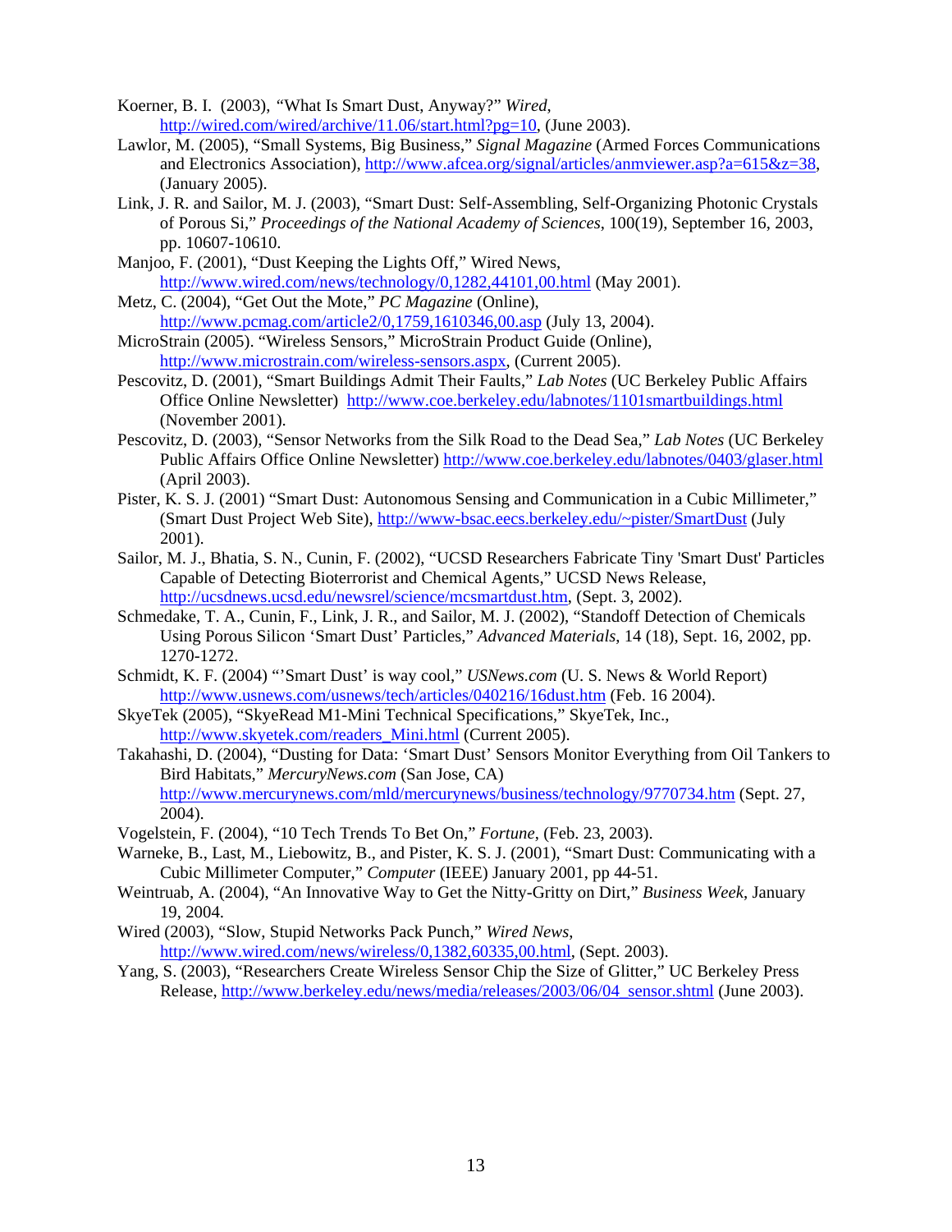Koerner, B. I. (2003), “What Is Smart Dust, Anyway?” *Wired*, http://wired.com/wired/archive/11.06/start.html?pg=10, (June 2003).

Lawlor, M. (2005), “Small Systems, Big Business,” *Signal Magazine* (Armed Forces Communications and Electronics Association), http://www.afcea.org/signal/articles/anmviewer.asp?a=615&z=38, (January 2005).

Link, J. R. and Sailor, M. J. (2003), “Smart Dust: Self-Assembling, Self-Organizing Photonic Crystals of Porous Si,” *Proceedings of the National Academy of Sciences*, 100(19), September 16, 2003, pp. 10607-10610.

Manjoo, F. (2001), “Dust Keeping the Lights Off,” Wired News, http://www.wired.com/news/technology/0,1282,44101,00.html (May 2001).

Metz, C. (2004), “Get Out the Mote,” *PC Magazine* (Online), http://www.pcmag.com/article2/0,1759,1610346,00.asp (July 13, 2004).

MicroStrain (2005). “Wireless Sensors,” MicroStrain Product Guide (Online), http://www.microstrain.com/wireless-sensors.aspx, (Current 2005).

Pescovitz, D. (2001), “Smart Buildings Admit Their Faults,” *Lab Notes* (UC Berkeley Public Affairs Office Online Newsletter) http://www.coe.berkeley.edu/labnotes/1101smartbuildings.html (November 2001).

Pescovitz, D. (2003), “Sensor Networks from the Silk Road to the Dead Sea,” *Lab Notes* (UC Berkeley Public Affairs Office Online Newsletter) http://www.coe.berkeley.edu/labnotes/0403/glaser.html (April 2003).

Pister, K. S. J. (2001) “Smart Dust: Autonomous Sensing and Communication in a Cubic Millimeter,” (Smart Dust Project Web Site), http://www-bsac.eecs.berkeley.edu/~pister/SmartDust (July 2001).

Sailor, M. J., Bhatia, S. N., Cunin, F. (2002), “UCSD Researchers Fabricate Tiny 'Smart Dust' Particles Capable of Detecting Bioterrorist and Chemical Agents,” UCSD News Release, http://ucsdnews.ucsd.edu/newsrel/science/mcsmartdust.htm, (Sept. 3, 2002).

Schmedake, T. A., Cunin, F., Link, J. R., and Sailor, M. J. (2002), “Standoff Detection of Chemicals Using Porous Silicon ‘Smart Dust’ Particles,” *Advanced Materials*, 14 (18), Sept. 16, 2002, pp. 1270-1272.

Schmidt, K. F. (2004) “’Smart Dust’ is way cool,” *USNews.com* (U. S. News & World Report) http://www.usnews.com/usnews/tech/articles/040216/16dust.htm (Feb. 16 2004).

SkyeTek (2005), “SkyeRead M1-Mini Technical Specifications,” SkyeTek, Inc., http://www.skyetek.com/readers_Mini.html (Current 2005).

Takahashi, D. (2004), “Dusting for Data: ‘Smart Dust’ Sensors Monitor Everything from Oil Tankers to Bird Habitats,” *MercuryNews.com* (San Jose, CA) http://www.mercurynews.com/mld/mercurynews/business/technology/9770734.htm (Sept. 27, 2004).

Vogelstein, F. (2004), “10 Tech Trends To Bet On,” *Fortune*, (Feb. 23, 2003).

Warneke, B., Last, M., Liebowitz, B., and Pister, K. S. J. (2001), “Smart Dust: Communicating with a Cubic Millimeter Computer,” *Computer* (IEEE) January 2001, pp 44-51.

Weintruab, A. (2004), “An Innovative Way to Get the Nitty-Gritty on Dirt,” *Business Week*, January 19, 2004.

Wired (2003), “Slow, Stupid Networks Pack Punch,” *Wired News*, http://www.wired.com/news/wireless/0,1382,60335,00.html, (Sept. 2003).

Yang, S. (2003), “Researchers Create Wireless Sensor Chip the Size of Glitter,” UC Berkeley Press Release, http://www.berkeley.edu/news/media/releases/2003/06/04_sensor.shtml (June 2003).